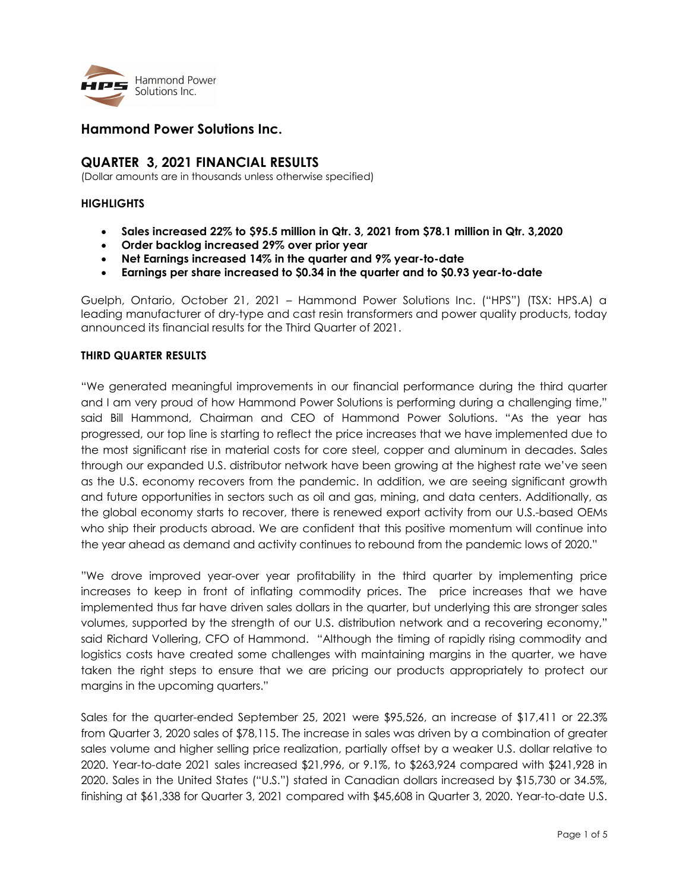Hammond Power Solutions Inc.

# Hammond Power Solutions Inc.

## QUARTER 3, 2021 FINANCIAL RESULTS

(Dollar amounts are in thousands unless otherwise specified)

### HIGHLIGHTS

- **Sales increased 22% to $95.5 million in Qtr. 3, 2021 from $78.1 million in Qtr. 3,2020**
- **Order backlog increased 29% over prior year**
- **Net Earnings increased 14% in the quarter and 9% year-to-date**
- **Earnings per share increased to $0.34 in the quarter and to $0.93 year-to-date**

Guelph, Ontario, October 21, 2021 – Hammond Power Solutions Inc. ("HPS") (TSX: HPS.A) a leading manufacturer of dry-type and cast resin transformers and power quality products, today announced its financial results for the Third Quarter of 2021.

### THIRD QUARTER RESULTS

"We generated meaningful improvements in our financial performance during the third quarter and I am very proud of how Hammond Power Solutions is performing during a challenging time," said Bill Hammond, Chairman and CEO of Hammond Power Solutions. "As the year has progressed, our top line is starting to reflect the price increases that we have implemented due to the most significant rise in material costs for core steel, copper and aluminum in decades. Sales through our expanded U.S. distributor network have been growing at the highest rate we've seen as the U.S. economy recovers from the pandemic. In addition, we are seeing significant growth and future opportunities in sectors such as oil and gas, mining, and data centers. Additionally, as the global economy starts to recover, there is renewed export activity from our U.S.-based OEMs who ship their products abroad. We are confident that this positive momentum will continue into the year ahead as demand and activity continues to rebound from the pandemic lows of 2020."

"We drove improved year-over year profitability in the third quarter by implementing price increases to keep in front of inflating commodity prices. The price increases that we have implemented thus far have driven sales dollars in the quarter, but underlying this are stronger sales volumes, supported by the strength of our U.S. distribution network and a recovering economy," said Richard Vollering, CFO of Hammond. "Although the timing of rapidly rising commodity and logistics costs have created some challenges with maintaining margins in the quarter, we have taken the right steps to ensure that we are pricing our products appropriately to protect our margins in the upcoming quarters."

Sales for the quarter-ended September 25, 2021 were $95,526, an increase of $17,411 or 22.3% from Quarter 3, 2020 sales of $78,115. The increase in sales was driven by a combination of greater sales volume and higher selling price realization, partially offset by a weaker U.S. dollar relative to 2020. Year-to-date 2021 sales increased $21,996, or 9.1%, to $263,924 compared with $241,928 in 2020. Sales in the United States ("U.S.") stated in Canadian dollars increased by $15,730 or 34.5%, finishing at $61,338 for Quarter 3, 2021 compared with $45,608 in Quarter 3, 2020. Year-to-date U.S.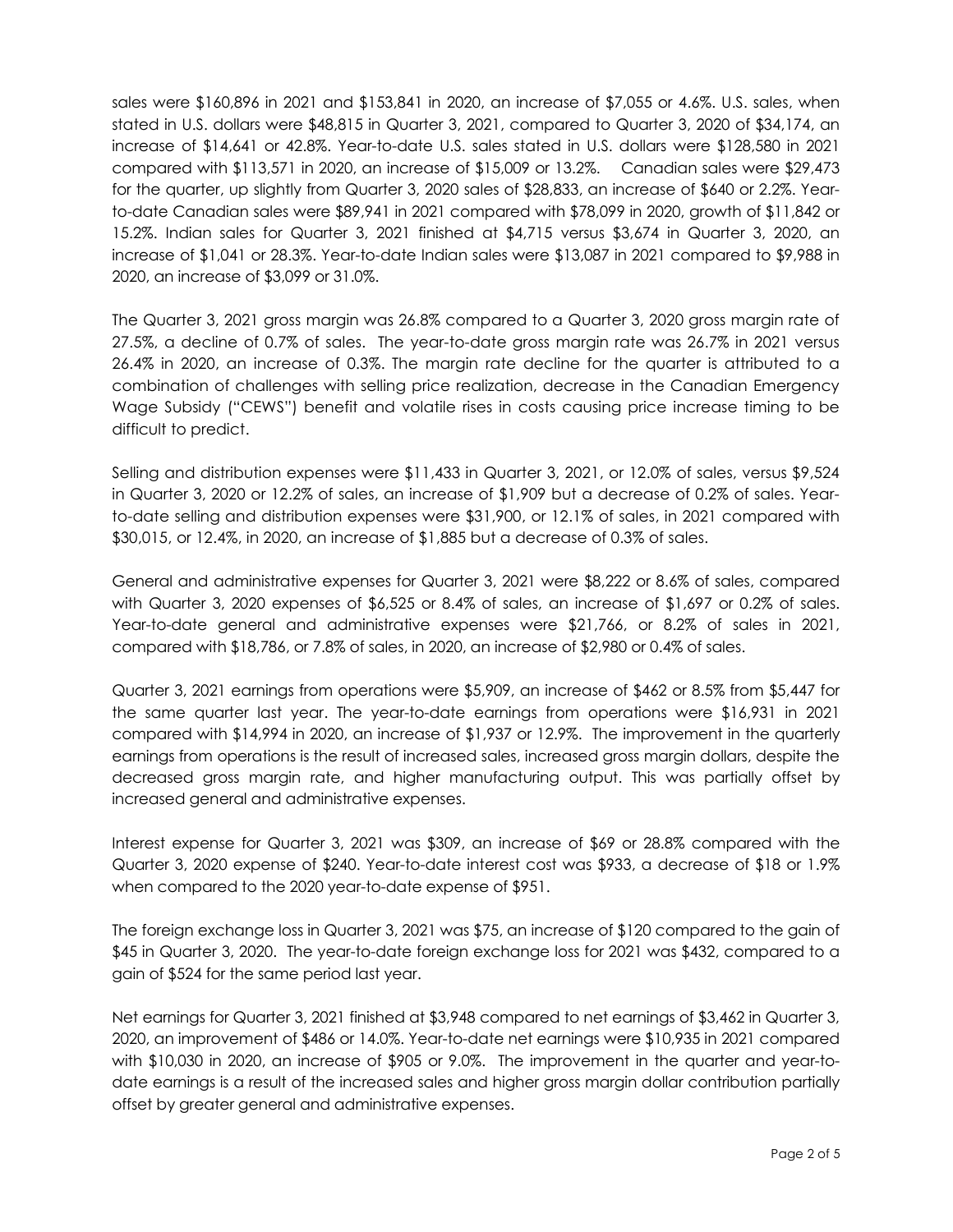sales were $160,896 in 2021 and $153,841 in 2020, an increase of $7,055 or 4.6%. U.S. sales, when stated in U.S. dollars were $48,815 in Quarter 3, 2021, compared to Quarter 3, 2020 of $34,174, an increase of $14,641 or 42.8%. Year-to-date U.S. sales stated in U.S. dollars were $128,580 in 2021 compared with $113,571 in 2020, an increase of $15,009 or 13.2%. Canadian sales were $29,473 for the quarter, up slightly from Quarter 3, 2020 sales of $28,833, an increase of $640 or 2.2%. Year-to-date Canadian sales were $89,941 in 2021 compared with $78,099 in 2020, growth of $11,842 or 15.2%. Indian sales for Quarter 3, 2021 finished at $4,715 versus $3,674 in Quarter 3, 2020, an increase of $1,041 or 28.3%. Year-to-date Indian sales were $13,087 in 2021 compared to $9,988 in 2020, an increase of $3,099 or 31.0%.

The Quarter 3, 2021 gross margin was 26.8% compared to a Quarter 3, 2020 gross margin rate of 27.5%, a decline of 0.7% of sales. The year-to-date gross margin rate was 26.7% in 2021 versus 26.4% in 2020, an increase of 0.3%. The margin rate decline for the quarter is attributed to a combination of challenges with selling price realization, decrease in the Canadian Emergency Wage Subsidy ("CEWS") benefit and volatile rises in costs causing price increase timing to be difficult to predict.

Selling and distribution expenses were $11,433 in Quarter 3, 2021, or 12.0% of sales, versus $9,524 in Quarter 3, 2020 or 12.2% of sales, an increase of $1,909 but a decrease of 0.2% of sales. Year-to-date selling and distribution expenses were $31,900, or 12.1% of sales, in 2021 compared with $30,015, or 12.4%, in 2020, an increase of $1,885 but a decrease of 0.3% of sales.

General and administrative expenses for Quarter 3, 2021 were $8,222 or 8.6% of sales, compared with Quarter 3, 2020 expenses of $6,525 or 8.4% of sales, an increase of $1,697 or 0.2% of sales. Year-to-date general and administrative expenses were $21,766, or 8.2% of sales in 2021, compared with $18,786, or 7.8% of sales, in 2020, an increase of $2,980 or 0.4% of sales.

Quarter 3, 2021 earnings from operations were $5,909, an increase of $462 or 8.5% from $5,447 for the same quarter last year. The year-to-date earnings from operations were $16,931 in 2021 compared with $14,994 in 2020, an increase of $1,937 or 12.9%. The improvement in the quarterly earnings from operations is the result of increased sales, increased gross margin dollars, despite the decreased gross margin rate, and higher manufacturing output. This was partially offset by increased general and administrative expenses.

Interest expense for Quarter 3, 2021 was $309, an increase of $69 or 28.8% compared with the Quarter 3, 2020 expense of $240. Year-to-date interest cost was $933, a decrease of $18 or 1.9% when compared to the 2020 year-to-date expense of $951.

The foreign exchange loss in Quarter 3, 2021 was $75, an increase of $120 compared to the gain of $45 in Quarter 3, 2020. The year-to-date foreign exchange loss for 2021 was $432, compared to a gain of $524 for the same period last year.

Net earnings for Quarter 3, 2021 finished at $3,948 compared to net earnings of $3,462 in Quarter 3, 2020, an improvement of $486 or 14.0%. Year-to-date net earnings were $10,935 in 2021 compared with $10,030 in 2020, an increase of $905 or 9.0%. The improvement in the quarter and year-to-date earnings is a result of the increased sales and higher gross margin dollar contribution partially offset by greater general and administrative expenses.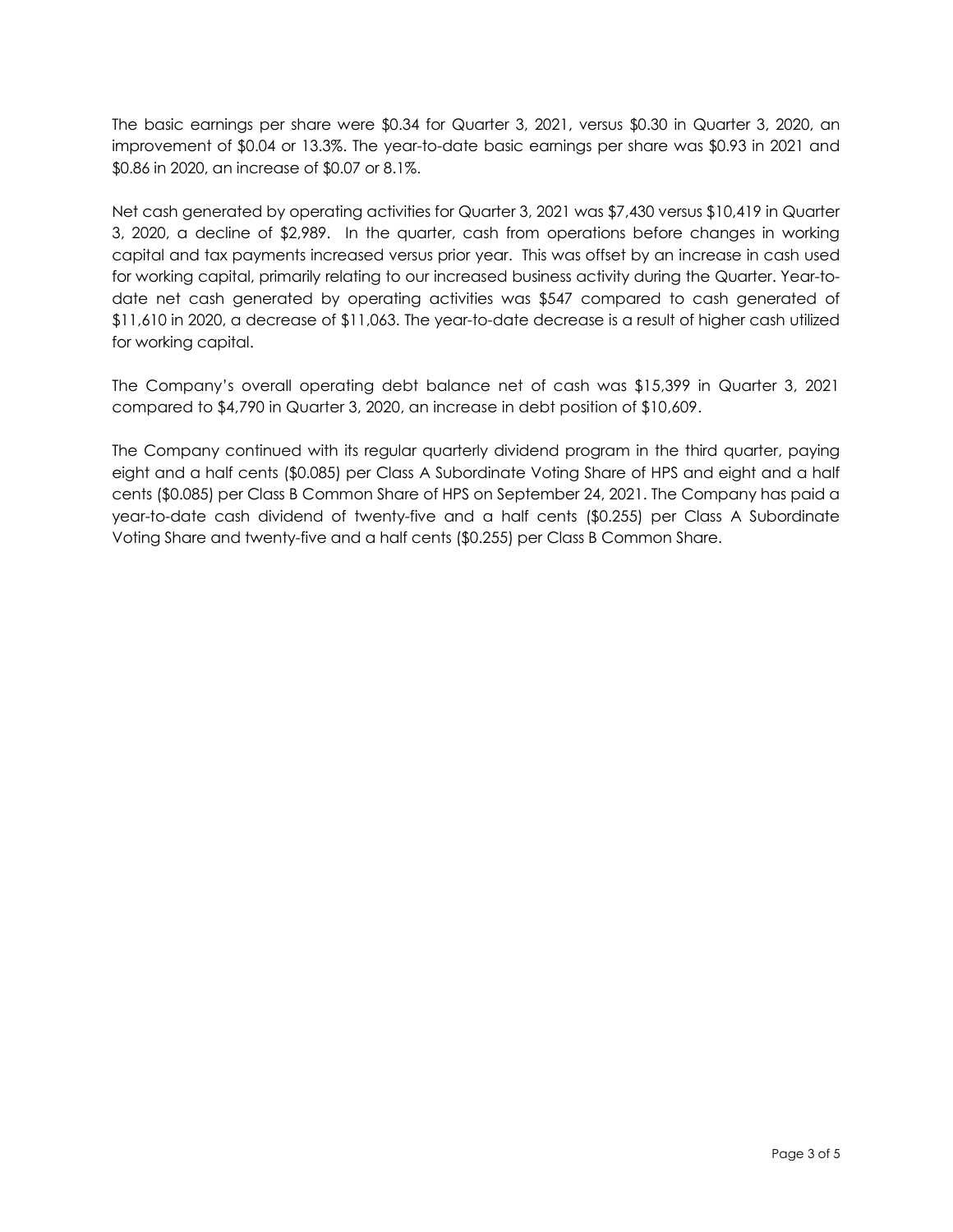The basic earnings per share were $0.34 for Quarter 3, 2021, versus $0.30 in Quarter 3, 2020, an improvement of $0.04 or 13.3%. The year-to-date basic earnings per share was $0.93 in 2021 and $0.86 in 2020, an increase of $0.07 or 8.1%.

Net cash generated by operating activities for Quarter 3, 2021 was $7,430 versus $10,419 in Quarter 3, 2020, a decline of $2,989. In the quarter, cash from operations before changes in working capital and tax payments increased versus prior year. This was offset by an increase in cash used for working capital, primarily relating to our increased business activity during the Quarter. Year-to-date net cash generated by operating activities was $547 compared to cash generated of $11,610 in 2020, a decrease of $11,063. The year-to-date decrease is a result of higher cash utilized for working capital.

The Company's overall operating debt balance net of cash was $15,399 in Quarter 3, 2021 compared to $4,790 in Quarter 3, 2020, an increase in debt position of $10,609.

The Company continued with its regular quarterly dividend program in the third quarter, paying eight and a half cents ($0.085) per Class A Subordinate Voting Share of HPS and eight and a half cents ($0.085) per Class B Common Share of HPS on September 24, 2021. The Company has paid a year-to-date cash dividend of twenty-five and a half cents ($0.255) per Class A Subordinate Voting Share and twenty-five and a half cents ($0.255) per Class B Common Share.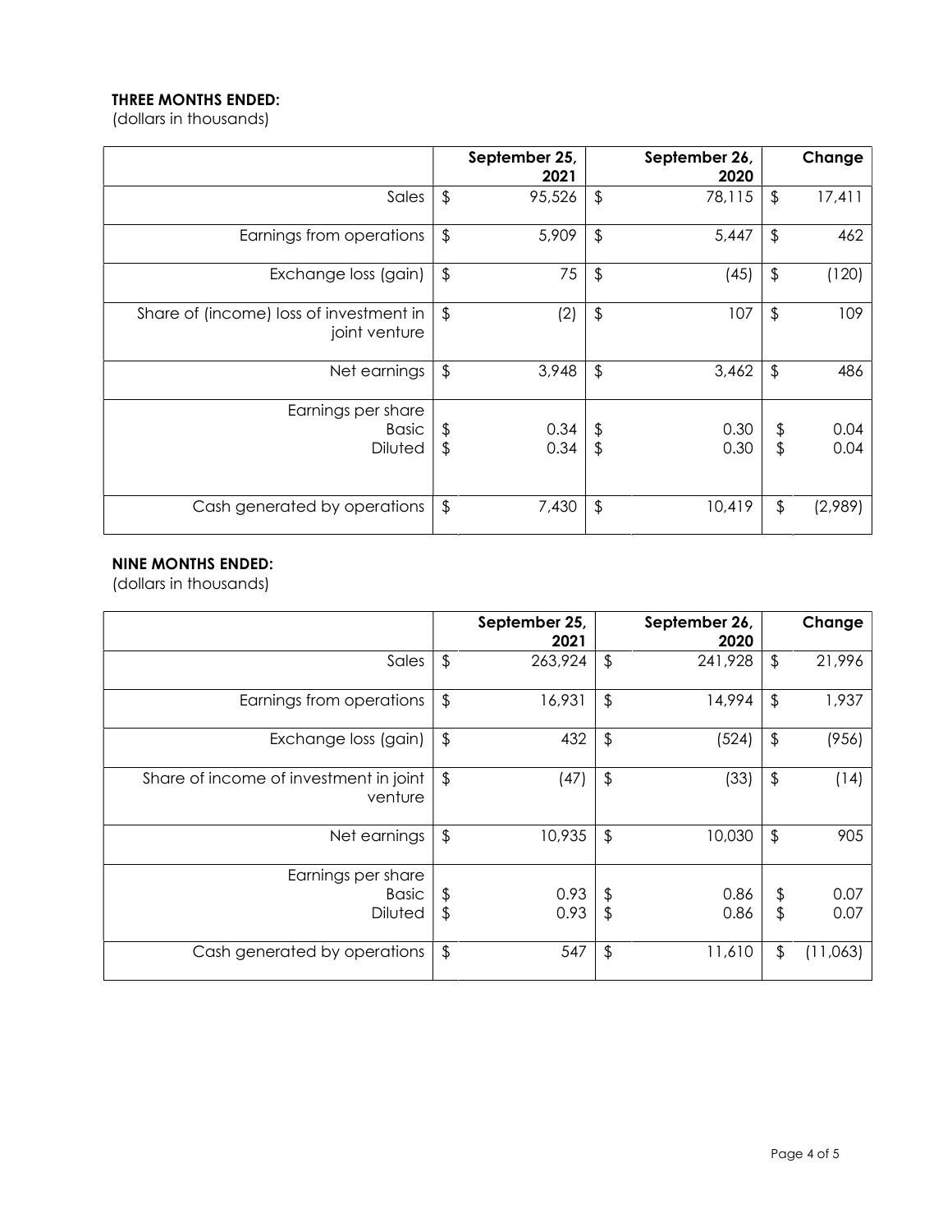**THREE MONTHS ENDED:**
(dollars in thousands)

| | September 25, 2021 | September 26, 2020 | Change |
|---|---|---|---|
| Sales | $ 95,526 | $ 78,115 | $ 17,411 |
| Earnings from operations | $ 5,909 | $ 5,447 | $ 462 |
| Exchange loss (gain) | $ 75 | $ (45) | $ (120) |
| Share of (income) loss of investment in joint venture | $ (2) | $ 107 | $ 109 |
| Net earnings | $ 3,948 | $ 3,462 | $ 486 |
| Earnings per share<br>Basic<br>Diluted | <br>$ 0.34<br>$ 0.34 | <br>$ 0.30<br>$ 0.30 | <br>$ 0.04<br>$ 0.04 |
| Cash generated by operations | $ 7,430 | $ 10,419 | $ (2,989) |

**NINE MONTHS ENDED:**
(dollars in thousands)

| | September 25, 2021 | September 26, 2020 | Change |
|---|---|---|---|
| Sales | $ 263,924 | $ 241,928 | $ 21,996 |
| Earnings from operations | $ 16,931 | $ 14,994 | $ 1,937 |
| Exchange loss (gain) | $ 432 | $ (524) | $ (956) |
| Share of income of investment in joint venture | $ (47) | $ (33) | $ (14) |
| Net earnings | $ 10,935 | $ 10,030 | $ 905 |
| Earnings per share<br>Basic<br>Diluted | <br>$ 0.93<br>$ 0.93 | <br>$ 0.86<br>$ 0.86 | <br>$ 0.07<br>$ 0.07 |
| Cash generated by operations | $ 547 | $ 11,610 | $ (11,063) |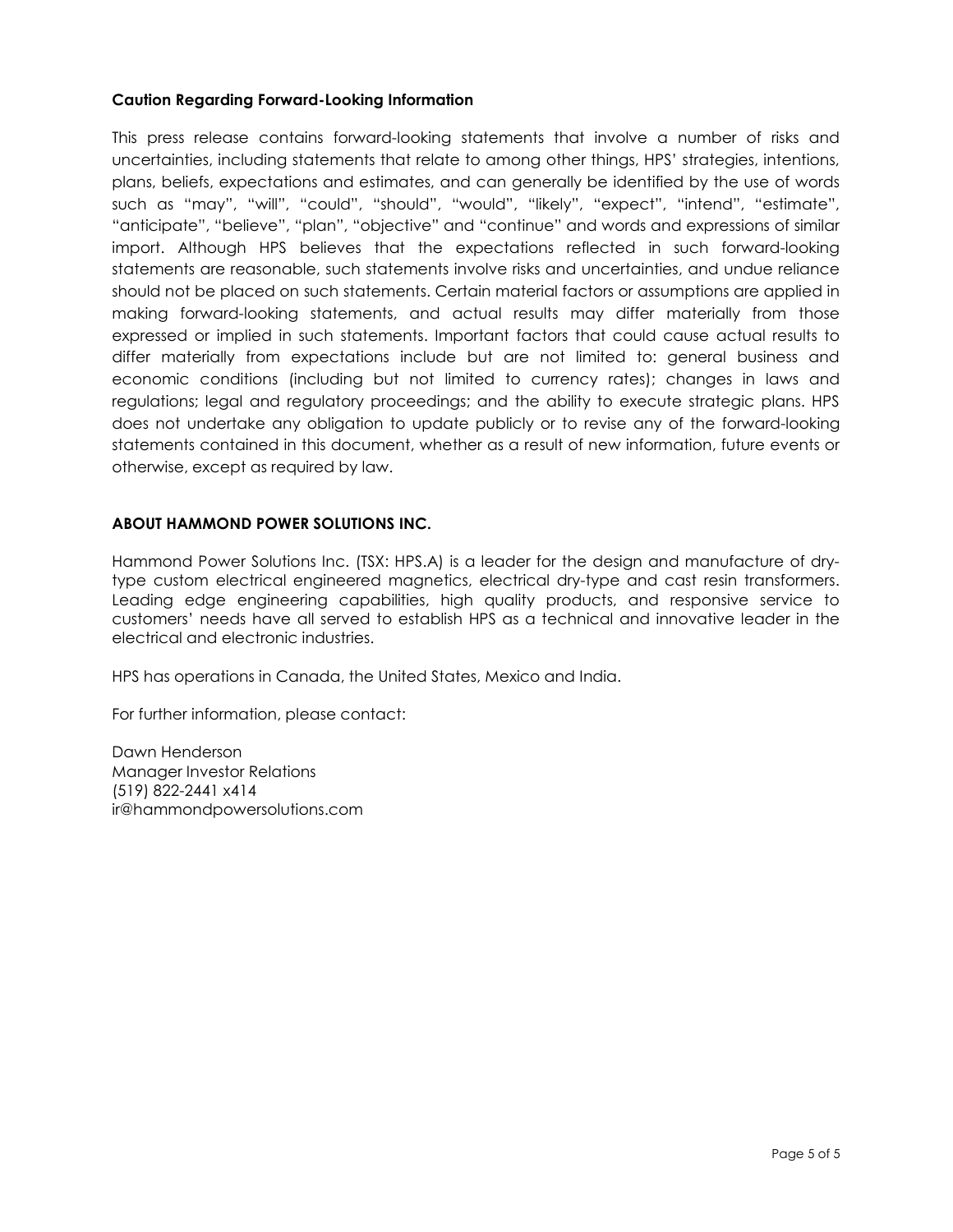**Caution Regarding Forward-Looking Information**

This press release contains forward-looking statements that involve a number of risks and uncertainties, including statements that relate to among other things, HPS' strategies, intentions, plans, beliefs, expectations and estimates, and can generally be identified by the use of words such as "may", "will", "could", "should", "would", "likely", "expect", "intend", "estimate", "anticipate", "believe", "plan", "objective" and "continue" and words and expressions of similar import. Although HPS believes that the expectations reflected in such forward-looking statements are reasonable, such statements involve risks and uncertainties, and undue reliance should not be placed on such statements. Certain material factors or assumptions are applied in making forward-looking statements, and actual results may differ materially from those expressed or implied in such statements. Important factors that could cause actual results to differ materially from expectations include but are not limited to: general business and economic conditions (including but not limited to currency rates); changes in laws and regulations; legal and regulatory proceedings; and the ability to execute strategic plans. HPS does not undertake any obligation to update publicly or to revise any of the forward-looking statements contained in this document, whether as a result of new information, future events or otherwise, except as required by law.

**ABOUT HAMMOND POWER SOLUTIONS INC.**

Hammond Power Solutions Inc. (TSX: HPS.A) is a leader for the design and manufacture of dry-type custom electrical engineered magnetics, electrical dry-type and cast resin transformers. Leading edge engineering capabilities, high quality products, and responsive service to customers' needs have all served to establish HPS as a technical and innovative leader in the electrical and electronic industries.

HPS has operations in Canada, the United States, Mexico and India.

For further information, please contact:

Dawn Henderson
Manager Investor Relations
(519) 822-2441 x414
ir@hammondpowersolutions.com